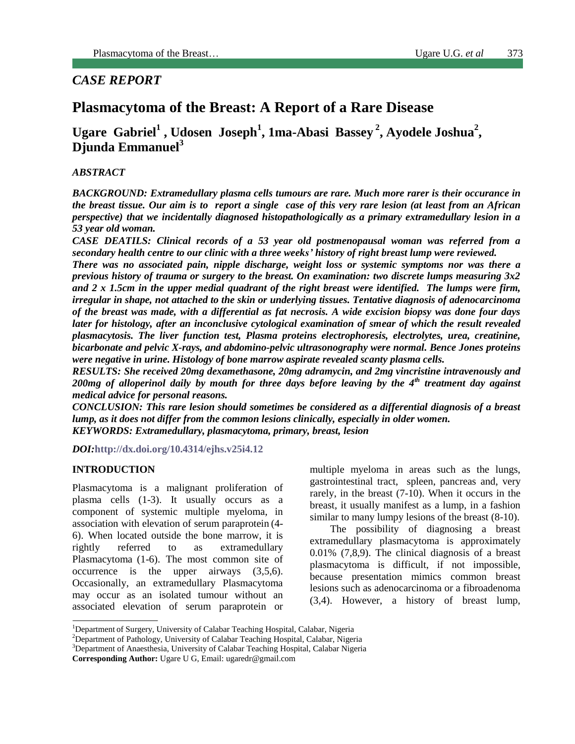*CASE REPORT*

# Plasmacytoma of the Breast: A Report of a Rare Disease

## Ugare Gabriel[1], Udosen Joseph[1], 1ma-Abasi Bassey[2], Ayodele Joshua[2], Djunda Emmanuel[3]

***ABSTRACT***

***BACKGROUND: Extramedullary plasma cells tumours are rare. Much more rarer is their occurance in the breast tissue. Our aim is to report a single case of this very rare lesion (at least from an African perspective) that we incidentally diagnosed histopathologically as a primary extramedullary lesion in a 53 year old woman.***

***CASE DEATILS: Clinical records of a 53 year old postmenopausal woman was referred from a secondary health centre to our clinic with a three weeks' history of right breast lump were reviewed.***

***There was no associated pain, nipple discharge, weight loss or systemic symptoms nor was there a previous history of trauma or surgery to the breast. On examination: two discrete lumps measuring 3x2 and 2 x 1.5cm in the upper medial quadrant of the right breast were identified. The lumps were firm, irregular in shape, not attached to the skin or underlying tissues. Tentative diagnosis of adenocarcinoma of the breast was made, with a differential as fat necrosis. A wide excision biopsy was done four days later for histology, after an inconclusive cytological examination of smear of which the result revealed plasmacytosis. The liver function test, Plasma proteins electrophoresis, electrolytes, urea, creatinine, bicarbonate and pelvic X-rays, and abdomino-pelvic ultrasonography were normal. Bence Jones proteins were negative in urine. Histology of bone marrow aspirate revealed scanty plasma cells.***

***RESULTS: She received 20mg dexamethasone, 20mg adramycin, and 2mg vincristine intravenously and 200mg of alloperinol daily by mouth for three days before leaving by the 4th treatment day against medical advice for personal reasons.***

***CONCLUSION: This rare lesion should sometimes be considered as a differential diagnosis of a breast lump, as it does not differ from the common lesions clinically, especially in older women.***

***KEYWORDS: Extramedullary, plasmacytoma, primary, breast, lesion***

***DOI:*** **http://dx.doi.org/10.4314/ejhs.v25i4.12**

### INTRODUCTION

Plasmacytoma is a malignant proliferation of plasma cells (1-3). It usually occurs as a component of systemic multiple myeloma, in association with elevation of serum paraprotein (4-6). When located outside the bone marrow, it is rightly referred to as extramedullary Plasmacytoma (1-6). The most common site of occurrence is the upper airways (3,5,6). Occasionally, an extramedullary Plasmacytoma may occur as an isolated tumour without an associated elevation of serum paraprotein or multiple myeloma in areas such as the lungs, gastrointestinal tract, spleen, pancreas and, very rarely, in the breast (7-10). When it occurs in the breast, it usually manifest as a lump, in a fashion similar to many lumpy lesions of the breast (8-10).

The possibility of diagnosing a breast extramedullary plasmacytoma is approximately 0.01% (7,8,9). The clinical diagnosis of a breast plasmacytoma is difficult, if not impossible, because presentation mimics common breast lesions such as adenocarcinoma or a fibroadenoma (3,4). However, a history of breast lump,

---

[1]Department of Surgery, University of Calabar Teaching Hospital, Calabar, Nigeria
[2]Department of Pathology, University of Calabar Teaching Hospital, Calabar, Nigeria
[3]Department of Anaesthesia, University of Calabar Teaching Hospital, Calabar Nigeria
**Corresponding Author:** Ugare U G, Email: ugaredr@gmail.com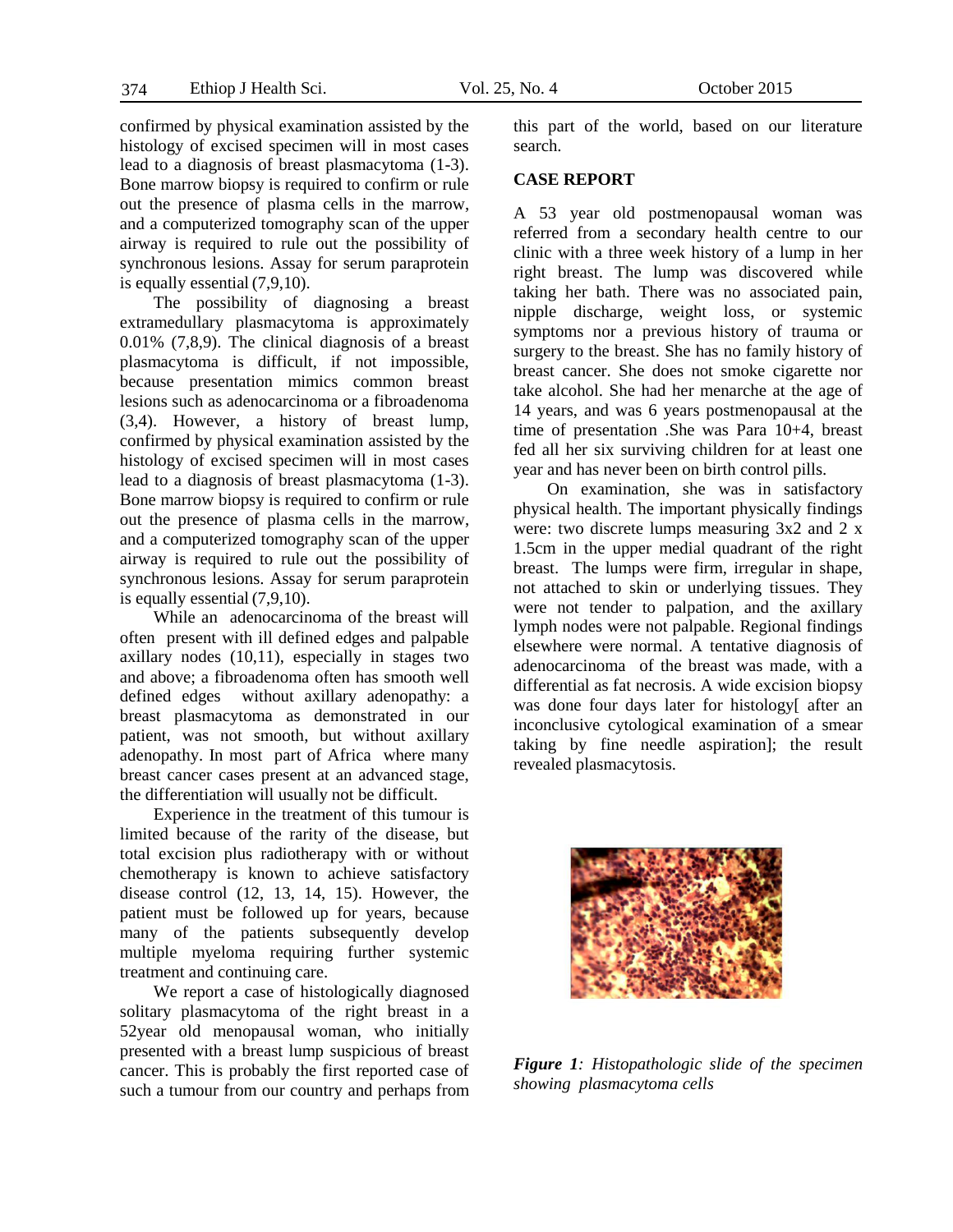confirmed by physical examination assisted by the histology of excised specimen will in most cases lead to a diagnosis of breast plasmacytoma (1-3). Bone marrow biopsy is required to confirm or rule out the presence of plasma cells in the marrow, and a computerized tomography scan of the upper airway is required to rule out the possibility of synchronous lesions. Assay for serum paraprotein is equally essential (7,9,10).

The possibility of diagnosing a breast extramedullary plasmacytoma is approximately 0.01% (7,8,9). The clinical diagnosis of a breast plasmacytoma is difficult, if not impossible, because presentation mimics common breast lesions such as adenocarcinoma or a fibroadenoma (3,4). However, a history of breast lump, confirmed by physical examination assisted by the histology of excised specimen will in most cases lead to a diagnosis of breast plasmacytoma (1-3). Bone marrow biopsy is required to confirm or rule out the presence of plasma cells in the marrow, and a computerized tomography scan of the upper airway is required to rule out the possibility of synchronous lesions. Assay for serum paraprotein is equally essential (7,9,10).

While an adenocarcinoma of the breast will often present with ill defined edges and palpable axillary nodes (10,11), especially in stages two and above; a fibroadenoma often has smooth well defined edges without axillary adenopathy: a breast plasmacytoma as demonstrated in our patient, was not smooth, but without axillary adenopathy. In most part of Africa where many breast cancer cases present at an advanced stage, the differentiation will usually not be difficult.

Experience in the treatment of this tumour is limited because of the rarity of the disease, but total excision plus radiotherapy with or without chemotherapy is known to achieve satisfactory disease control (12, 13, 14, 15). However, the patient must be followed up for years, because many of the patients subsequently develop multiple myeloma requiring further systemic treatment and continuing care.

We report a case of histologically diagnosed solitary plasmacytoma of the right breast in a 52year old menopausal woman, who initially presented with a breast lump suspicious of breast cancer. This is probably the first reported case of such a tumour from our country and perhaps from this part of the world, based on our literature search.

## CASE REPORT

A 53 year old postmenopausal woman was referred from a secondary health centre to our clinic with a three week history of a lump in her right breast. The lump was discovered while taking her bath. There was no associated pain, nipple discharge, weight loss, or systemic symptoms nor a previous history of trauma or surgery to the breast. She has no family history of breast cancer. She does not smoke cigarette nor take alcohol. She had her menarche at the age of 14 years, and was 6 years postmenopausal at the time of presentation .She was Para 10+4, breast fed all her six surviving children for at least one year and has never been on birth control pills.

On examination, she was in satisfactory physical health. The important physically findings were: two discrete lumps measuring 3x2 and 2 x 1.5cm in the upper medial quadrant of the right breast. The lumps were firm, irregular in shape, not attached to skin or underlying tissues. They were not tender to palpation, and the axillary lymph nodes were not palpable. Regional findings elsewhere were normal. A tentative diagnosis of adenocarcinoma of the breast was made, with a differential as fat necrosis. A wide excision biopsy was done four days later for histology[ after an inconclusive cytological examination of a smear taking by fine needle aspiration]; the result revealed plasmacytosis.

***Figure 1**: Histopathologic slide of the specimen showing plasmacytoma cells*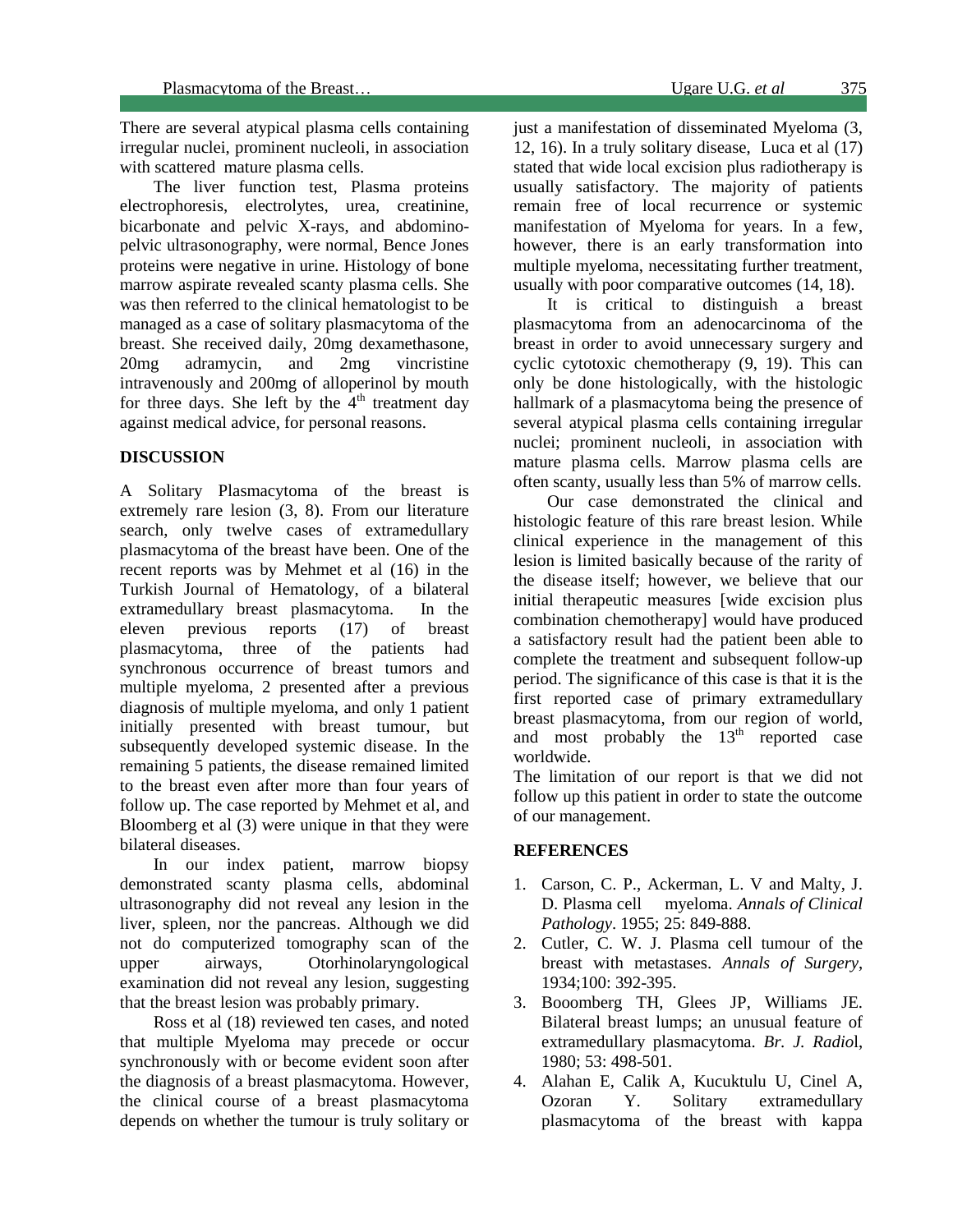There are several atypical plasma cells containing irregular nuclei, prominent nucleoli, in association with scattered mature plasma cells.

The liver function test, Plasma proteins electrophoresis, electrolytes, urea, creatinine, bicarbonate and pelvic X-rays, and abdomino-pelvic ultrasonography, were normal, Bence Jones proteins were negative in urine. Histology of bone marrow aspirate revealed scanty plasma cells. She was then referred to the clinical hematologist to be managed as a case of solitary plasmacytoma of the breast. She received daily, 20mg dexamethasone, 20mg adramycin, and 2mg vincristine intravenously and 200mg of alloperinol by mouth for three days. She left by the 4th treatment day against medical advice, for personal reasons.

## DISCUSSION

A Solitary Plasmacytoma of the breast is extremely rare lesion (3, 8). From our literature search, only twelve cases of extramedullary plasmacytoma of the breast have been. One of the recent reports was by Mehmet et al (16) in the Turkish Journal of Hematology, of a bilateral extramedullary breast plasmacytoma. In the eleven previous reports (17) of breast plasmacytoma, three of the patients had synchronous occurrence of breast tumors and multiple myeloma, 2 presented after a previous diagnosis of multiple myeloma, and only 1 patient initially presented with breast tumour, but subsequently developed systemic disease. In the remaining 5 patients, the disease remained limited to the breast even after more than four years of follow up. The case reported by Mehmet et al, and Bloomberg et al (3) were unique in that they were bilateral diseases.

In our index patient, marrow biopsy demonstrated scanty plasma cells, abdominal ultrasonography did not reveal any lesion in the liver, spleen, nor the pancreas. Although we did not do computerized tomography scan of the upper airways, Otorhinolaryngological examination did not reveal any lesion, suggesting that the breast lesion was probably primary.

Ross et al (18) reviewed ten cases, and noted that multiple Myeloma may precede or occur synchronously with or become evident soon after the diagnosis of a breast plasmacytoma. However, the clinical course of a breast plasmacytoma depends on whether the tumour is truly solitary or just a manifestation of disseminated Myeloma (3, 12, 16). In a truly solitary disease, Luca et al (17) stated that wide local excision plus radiotherapy is usually satisfactory. The majority of patients remain free of local recurrence or systemic manifestation of Myeloma for years. In a few, however, there is an early transformation into multiple myeloma, necessitating further treatment, usually with poor comparative outcomes (14, 18).

It is critical to distinguish a breast plasmacytoma from an adenocarcinoma of the breast in order to avoid unnecessary surgery and cyclic cytotoxic chemotherapy (9, 19). This can only be done histologically, with the histologic hallmark of a plasmacytoma being the presence of several atypical plasma cells containing irregular nuclei; prominent nucleoli, in association with mature plasma cells. Marrow plasma cells are often scanty, usually less than 5% of marrow cells.

Our case demonstrated the clinical and histologic feature of this rare breast lesion. While clinical experience in the management of this lesion is limited basically because of the rarity of the disease itself; however, we believe that our initial therapeutic measures [wide excision plus combination chemotherapy] would have produced a satisfactory result had the patient been able to complete the treatment and subsequent follow-up period. The significance of this case is that it is the first reported case of primary extramedullary breast plasmacytoma, from our region of world, and most probably the 13th reported case worldwide.

The limitation of our report is that we did not follow up this patient in order to state the outcome of our management.

## REFERENCES

1. Carson, C. P., Ackerman, L. V and Malty, J. D. Plasma cell myeloma. *Annals of Clinical Pathology*. 1955; 25: 849-888.
2. Cutler, C. W. J. Plasma cell tumour of the breast with metastases. *Annals of Surgery*, 1934;100: 392-395.
3. Booomberg TH, Glees JP, Williams JE. Bilateral breast lumps; an unusual feature of extramedullary plasmacytoma. *Br. J. Radio*l, 1980; 53: 498-501.
4. Alahan E, Calik A, Kucuktulu U, Cinel A, Ozoran Y. Solitary extramedullary plasmacytoma of the breast with kappa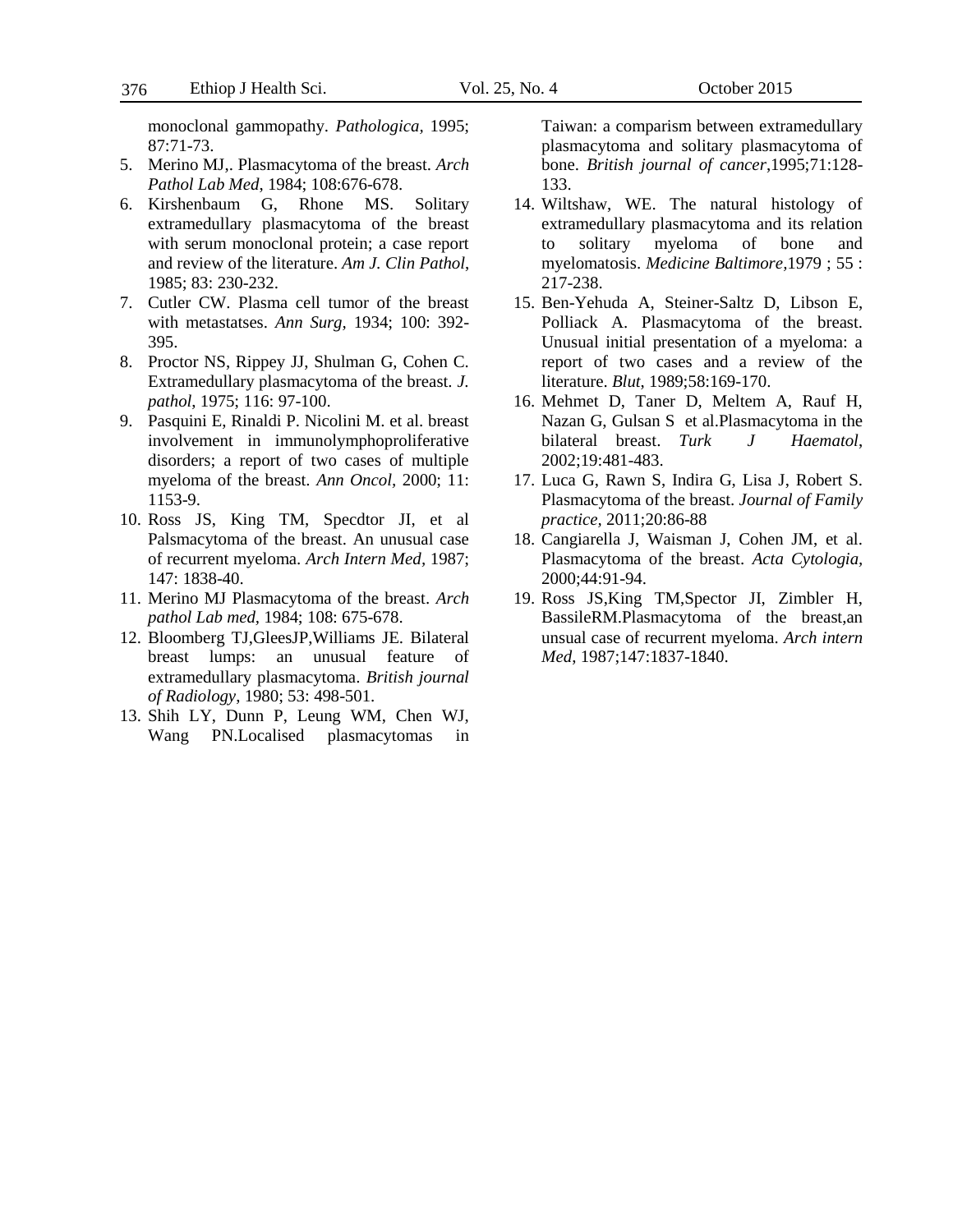monoclonal gammopathy. *Pathologica,* 1995; 87:71-73.

5. Merino MJ,. Plasmacytoma of the breast. *Arch Pathol Lab Med*, 1984; 108:676-678.
6. Kirshenbaum G, Rhone MS. Solitary extramedullary plasmacytoma of the breast with serum monoclonal protein; a case report and review of the literature. *Am J. Clin Pathol*, 1985; 83: 230-232.
7. Cutler CW. Plasma cell tumor of the breast with metastatses. *Ann Surg,* 1934; 100: 392-395.
8. Proctor NS, Rippey JJ, Shulman G, Cohen C. Extramedullary plasmacytoma of the breast. *J. pathol*, 1975; 116: 97-100.
9. Pasquini E, Rinaldi P. Nicolini M. et al. breast involvement in immunolymphoproliferative disorders; a report of two cases of multiple myeloma of the breast. *Ann Oncol*, 2000; 11: 1153-9.
10. Ross JS, King TM, Specdtor JI, et al Palsmacytoma of the breast. An unusual case of recurrent myeloma. *Arch Intern Med*, 1987; 147: 1838-40.
11. Merino MJ Plasmacytoma of the breast. *Arch pathol Lab med,* 1984; 108: 675-678.
12. Bloomberg TJ,GleesJP,Williams JE. Bilateral breast lumps: an unusual feature of extramedullary plasmacytoma. *British journal of Radiology*, 1980; 53: 498-501.
13. Shih LY, Dunn P, Leung WM, Chen WJ, Wang PN.Localised plasmacytomas in Taiwan: a comparism between extramedullary plasmacytoma and solitary plasmacytoma of bone. *British journal of cancer*,1995;71:128-133.
14. Wiltshaw, WE. The natural histology of extramedullary plasmacytoma and its relation to solitary myeloma of bone and myelomatosis. *Medicine Baltimore*,1979 ; 55 : 217-238.
15. Ben-Yehuda A, Steiner-Saltz D, Libson E, Polliack A. Plasmacytoma of the breast. Unusual initial presentation of a myeloma: a report of two cases and a review of the literature. *Blut*, 1989;58:169-170.
16. Mehmet D, Taner D, Meltem A, Rauf H, Nazan G, Gulsan S et al.Plasmacytoma in the bilateral breast. *Turk J Haematol*, 2002;19:481-483.
17. Luca G, Rawn S, Indira G, Lisa J, Robert S. Plasmacytoma of the breast. *Journal of Family practice*, 2011;20:86-88
18. Cangiarella J, Waisman J, Cohen JM, et al. Plasmacytoma of the breast. *Acta Cytologia*, 2000;44:91-94.
19. Ross JS,King TM,Spector JI, Zimbler H, BassileRM.Plasmacytoma of the breast,an unsual case of recurrent myeloma. *Arch intern Med*, 1987;147:1837-1840.